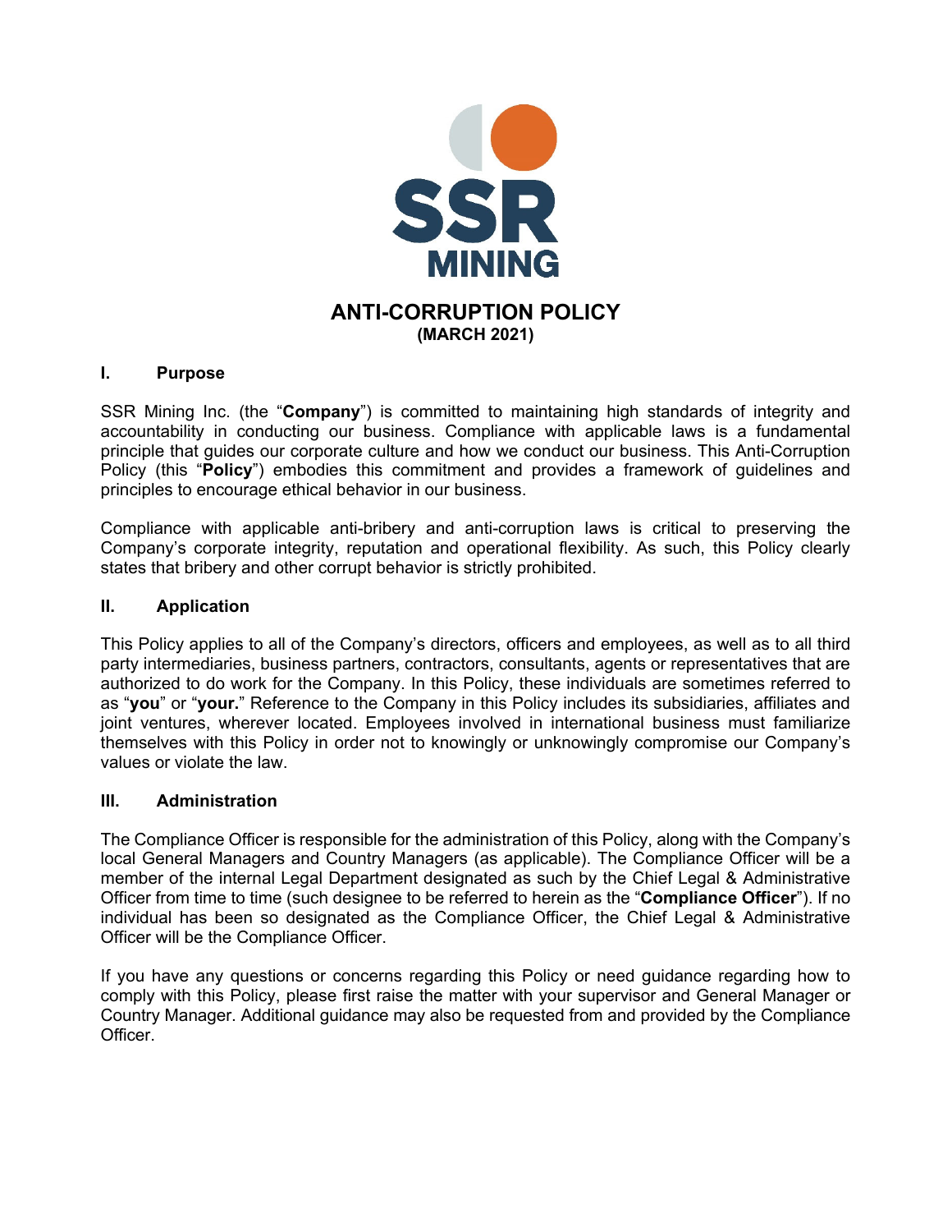# ANTI-CORRUPTION POLICY

**(MARCH 2021)**

## I. Purpose

SSR Mining Inc. (the "**Company**") is committed to maintaining high standards of integrity and accountability in conducting our business. Compliance with applicable laws is a fundamental principle that guides our corporate culture and how we conduct our business. This Anti-Corruption Policy (this "**Policy**") embodies this commitment and provides a framework of guidelines and principles to encourage ethical behavior in our business.

Compliance with applicable anti-bribery and anti-corruption laws is critical to preserving the Company's corporate integrity, reputation and operational flexibility. As such, this Policy clearly states that bribery and other corrupt behavior is strictly prohibited.

## II. Application

This Policy applies to all of the Company's directors, officers and employees, as well as to all third party intermediaries, business partners, contractors, consultants, agents or representatives that are authorized to do work for the Company. In this Policy, these individuals are sometimes referred to as "**you**" or "**your.**" Reference to the Company in this Policy includes its subsidiaries, affiliates and joint ventures, wherever located. Employees involved in international business must familiarize themselves with this Policy in order not to knowingly or unknowingly compromise our Company's values or violate the law.

## III. Administration

The Compliance Officer is responsible for the administration of this Policy, along with the Company's local General Managers and Country Managers (as applicable). The Compliance Officer will be a member of the internal Legal Department designated as such by the Chief Legal & Administrative Officer from time to time (such designee to be referred to herein as the "**Compliance Officer**"). If no individual has been so designated as the Compliance Officer, the Chief Legal & Administrative Officer will be the Compliance Officer.

If you have any questions or concerns regarding this Policy or need guidance regarding how to comply with this Policy, please first raise the matter with your supervisor and General Manager or Country Manager. Additional guidance may also be requested from and provided by the Compliance Officer.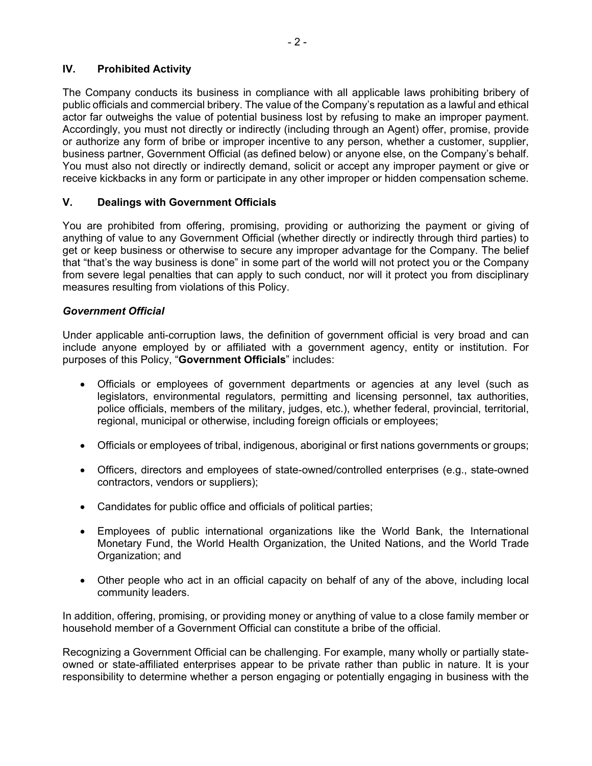## IV. Prohibited Activity

The Company conducts its business in compliance with all applicable laws prohibiting bribery of public officials and commercial bribery. The value of the Company's reputation as a lawful and ethical actor far outweighs the value of potential business lost by refusing to make an improper payment. Accordingly, you must not directly or indirectly (including through an Agent) offer, promise, provide or authorize any form of bribe or improper incentive to any person, whether a customer, supplier, business partner, Government Official (as defined below) or anyone else, on the Company's behalf. You must also not directly or indirectly demand, solicit or accept any improper payment or give or receive kickbacks in any form or participate in any other improper or hidden compensation scheme.

## V. Dealings with Government Officials

You are prohibited from offering, promising, providing or authorizing the payment or giving of anything of value to any Government Official (whether directly or indirectly through third parties) to get or keep business or otherwise to secure any improper advantage for the Company. The belief that "that's the way business is done" in some part of the world will not protect you or the Company from severe legal penalties that can apply to such conduct, nor will it protect you from disciplinary measures resulting from violations of this Policy.

### *Government Official*

Under applicable anti-corruption laws, the definition of government official is very broad and can include anyone employed by or affiliated with a government agency, entity or institution. For purposes of this Policy, "**Government Officials**" includes:

- Officials or employees of government departments or agencies at any level (such as legislators, environmental regulators, permitting and licensing personnel, tax authorities, police officials, members of the military, judges, etc.), whether federal, provincial, territorial, regional, municipal or otherwise, including foreign officials or employees;
- Officials or employees of tribal, indigenous, aboriginal or first nations governments or groups;
- Officers, directors and employees of state-owned/controlled enterprises (e.g., state-owned contractors, vendors or suppliers);
- Candidates for public office and officials of political parties;
- Employees of public international organizations like the World Bank, the International Monetary Fund, the World Health Organization, the United Nations, and the World Trade Organization; and
- Other people who act in an official capacity on behalf of any of the above, including local community leaders.

In addition, offering, promising, or providing money or anything of value to a close family member or household member of a Government Official can constitute a bribe of the official.

Recognizing a Government Official can be challenging. For example, many wholly or partially state-owned or state-affiliated enterprises appear to be private rather than public in nature. It is your responsibility to determine whether a person engaging or potentially engaging in business with the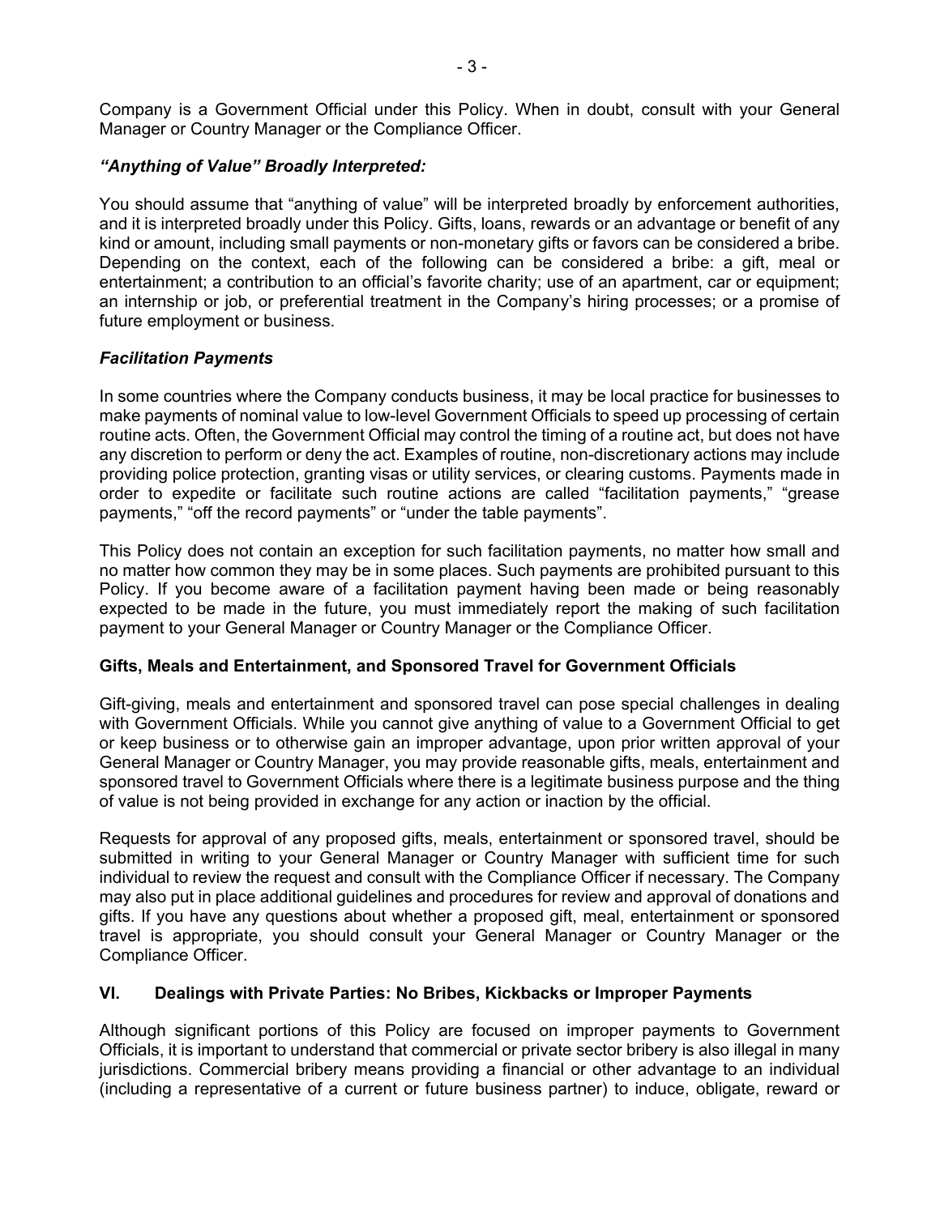Company is a Government Official under this Policy. When in doubt, consult with your General Manager or Country Manager or the Compliance Officer.

### *"Anything of Value" Broadly Interpreted:*

You should assume that "anything of value" will be interpreted broadly by enforcement authorities, and it is interpreted broadly under this Policy. Gifts, loans, rewards or an advantage or benefit of any kind or amount, including small payments or non-monetary gifts or favors can be considered a bribe. Depending on the context, each of the following can be considered a bribe: a gift, meal or entertainment; a contribution to an official's favorite charity; use of an apartment, car or equipment; an internship or job, or preferential treatment in the Company's hiring processes; or a promise of future employment or business.

### *Facilitation Payments*

In some countries where the Company conducts business, it may be local practice for businesses to make payments of nominal value to low-level Government Officials to speed up processing of certain routine acts. Often, the Government Official may control the timing of a routine act, but does not have any discretion to perform or deny the act. Examples of routine, non-discretionary actions may include providing police protection, granting visas or utility services, or clearing customs. Payments made in order to expedite or facilitate such routine actions are called "facilitation payments," "grease payments," "off the record payments" or "under the table payments".

This Policy does not contain an exception for such facilitation payments, no matter how small and no matter how common they may be in some places. Such payments are prohibited pursuant to this Policy. If you become aware of a facilitation payment having been made or being reasonably expected to be made in the future, you must immediately report the making of such facilitation payment to your General Manager or Country Manager or the Compliance Officer.

### Gifts, Meals and Entertainment, and Sponsored Travel for Government Officials

Gift-giving, meals and entertainment and sponsored travel can pose special challenges in dealing with Government Officials. While you cannot give anything of value to a Government Official to get or keep business or to otherwise gain an improper advantage, upon prior written approval of your General Manager or Country Manager, you may provide reasonable gifts, meals, entertainment and sponsored travel to Government Officials where there is a legitimate business purpose and the thing of value is not being provided in exchange for any action or inaction by the official.

Requests for approval of any proposed gifts, meals, entertainment or sponsored travel, should be submitted in writing to your General Manager or Country Manager with sufficient time for such individual to review the request and consult with the Compliance Officer if necessary. The Company may also put in place additional guidelines and procedures for review and approval of donations and gifts. If you have any questions about whether a proposed gift, meal, entertainment or sponsored travel is appropriate, you should consult your General Manager or Country Manager or the Compliance Officer.

## VI. Dealings with Private Parties: No Bribes, Kickbacks or Improper Payments

Although significant portions of this Policy are focused on improper payments to Government Officials, it is important to understand that commercial or private sector bribery is also illegal in many jurisdictions. Commercial bribery means providing a financial or other advantage to an individual (including a representative of a current or future business partner) to induce, obligate, reward or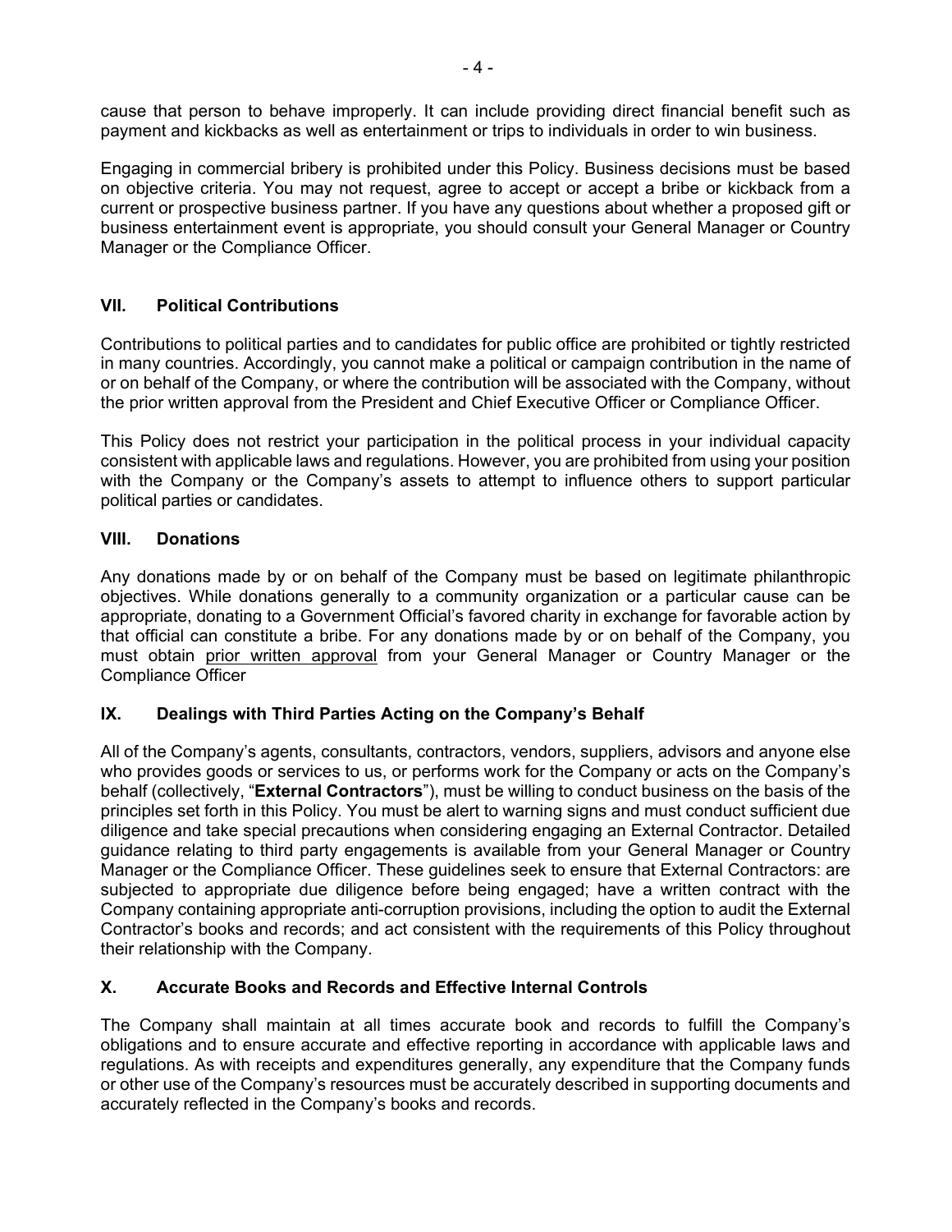cause that person to behave improperly. It can include providing direct financial benefit such as payment and kickbacks as well as entertainment or trips to individuals in order to win business.

Engaging in commercial bribery is prohibited under this Policy. Business decisions must be based on objective criteria. You may not request, agree to accept or accept a bribe or kickback from a current or prospective business partner. If you have any questions about whether a proposed gift or business entertainment event is appropriate, you should consult your General Manager or Country Manager or the Compliance Officer.

## VII. Political Contributions

Contributions to political parties and to candidates for public office are prohibited or tightly restricted in many countries. Accordingly, you cannot make a political or campaign contribution in the name of or on behalf of the Company, or where the contribution will be associated with the Company, without the prior written approval from the President and Chief Executive Officer or Compliance Officer.

This Policy does not restrict your participation in the political process in your individual capacity consistent with applicable laws and regulations. However, you are prohibited from using your position with the Company or the Company's assets to attempt to influence others to support particular political parties or candidates.

## VIII. Donations

Any donations made by or on behalf of the Company must be based on legitimate philanthropic objectives. While donations generally to a community organization or a particular cause can be appropriate, donating to a Government Official's favored charity in exchange for favorable action by that official can constitute a bribe. For any donations made by or on behalf of the Company, you must obtain <u>prior written approval</u> from your General Manager or Country Manager or the Compliance Officer

## IX. Dealings with Third Parties Acting on the Company's Behalf

All of the Company's agents, consultants, contractors, vendors, suppliers, advisors and anyone else who provides goods or services to us, or performs work for the Company or acts on the Company's behalf (collectively, "**External Contractors**"), must be willing to conduct business on the basis of the principles set forth in this Policy. You must be alert to warning signs and must conduct sufficient due diligence and take special precautions when considering engaging an External Contractor. Detailed guidance relating to third party engagements is available from your General Manager or Country Manager or the Compliance Officer. These guidelines seek to ensure that External Contractors: are subjected to appropriate due diligence before being engaged; have a written contract with the Company containing appropriate anti-corruption provisions, including the option to audit the External Contractor's books and records; and act consistent with the requirements of this Policy throughout their relationship with the Company.

## X. Accurate Books and Records and Effective Internal Controls

The Company shall maintain at all times accurate book and records to fulfill the Company's obligations and to ensure accurate and effective reporting in accordance with applicable laws and regulations. As with receipts and expenditures generally, any expenditure that the Company funds or other use of the Company's resources must be accurately described in supporting documents and accurately reflected in the Company's books and records.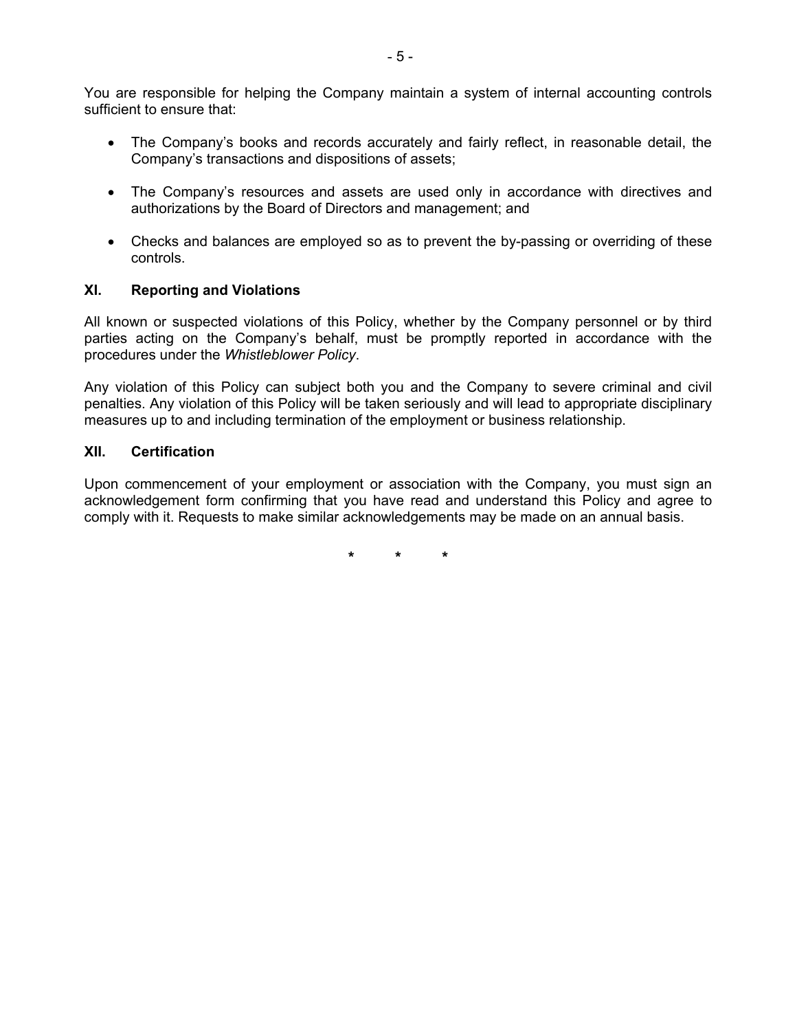You are responsible for helping the Company maintain a system of internal accounting controls sufficient to ensure that:

- The Company's books and records accurately and fairly reflect, in reasonable detail, the Company's transactions and dispositions of assets;
- The Company's resources and assets are used only in accordance with directives and authorizations by the Board of Directors and management; and
- Checks and balances are employed so as to prevent the by-passing or overriding of these controls.

## XI. Reporting and Violations

All known or suspected violations of this Policy, whether by the Company personnel or by third parties acting on the Company's behalf, must be promptly reported in accordance with the procedures under the *Whistleblower Policy*.

Any violation of this Policy can subject both you and the Company to severe criminal and civil penalties. Any violation of this Policy will be taken seriously and will lead to appropriate disciplinary measures up to and including termination of the employment or business relationship.

## XII. Certification

Upon commencement of your employment or association with the Company, you must sign an acknowledgement form confirming that you have read and understand this Policy and agree to comply with it. Requests to make similar acknowledgements may be made on an annual basis.

\* \* \*